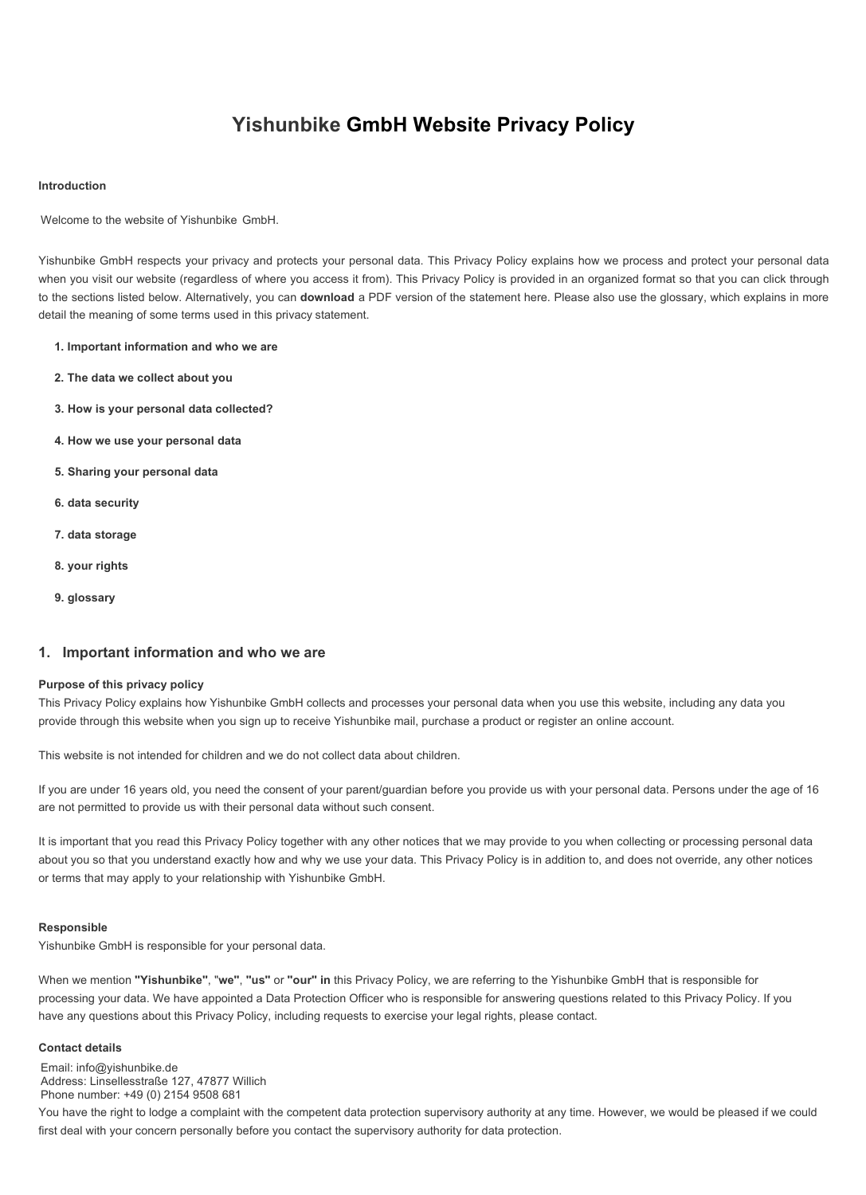# Yishunbike GmbH Website Privacy Policy

**Introduction**

Welcome to the website of Yishunbike GmbH.

Yishunbike GmbH respects your privacy and protects your personal data. This Privacy Policy explains how we process and protect your personal data when you visit our website (regardless of where you access it from). This Privacy Policy is provided in an organized format so that you can click through to the sections listed below. Alternatively, you can **download** a PDF version of the statement here. Please also use the glossary, which explains in more detail the meaning of some terms used in this privacy statement.

1. **Important information and who we are**
2. **The data we collect about you**
3. **How is your personal data collected?**
4. **How we use your personal data**
5. **Sharing your personal data**
6. **data security**
7. **data storage**
8. **your rights**
9. **glossary**

## 1. Important information and who we are

**Purpose of this privacy policy**

This Privacy Policy explains how Yishunbike GmbH collects and processes your personal data when you use this website, including any data you provide through this website when you sign up to receive Yishunbike mail, purchase a product or register an online account.

This website is not intended for children and we do not collect data about children.

If you are under 16 years old, you need the consent of your parent/guardian before you provide us with your personal data. Persons under the age of 16 are not permitted to provide us with their personal data without such consent.

It is important that you read this Privacy Policy together with any other notices that we may provide to you when collecting or processing personal data about you so that you understand exactly how and why we use your data. This Privacy Policy is in addition to, and does not override, any other notices or terms that may apply to your relationship with Yishunbike GmbH.

**Responsible**

Yishunbike GmbH is responsible for your personal data.

When we mention **"Yishunbike"**, "**we"**, **"us"** or **"our" in** this Privacy Policy, we are referring to the Yishunbike GmbH that is responsible for processing your data. We have appointed a Data Protection Officer who is responsible for answering questions related to this Privacy Policy. If you have any questions about this Privacy Policy, including requests to exercise your legal rights, please contact.

**Contact details**

Email: info@yishunbike.de
Address: Linsellesstraße 127, 47877 Willich
Phone number: +49 (0) 2154 9508 681

You have the right to lodge a complaint with the competent data protection supervisory authority at any time. However, we would be pleased if we could first deal with your concern personally before you contact the supervisory authority for data protection.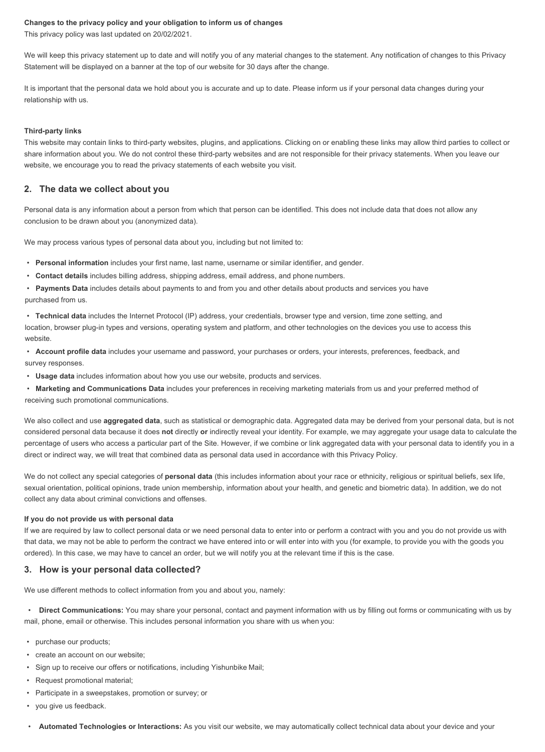#### Changes to the privacy policy and your obligation to inform us of changes

This privacy policy was last updated on 20/02/2021.

We will keep this privacy statement up to date and will notify you of any material changes to the statement. Any notification of changes to this Privacy Statement will be displayed on a banner at the top of our website for 30 days after the change.

It is important that the personal data we hold about you is accurate and up to date. Please inform us if your personal data changes during your relationship with us.

#### Third-party links

This website may contain links to third-party websites, plugins, and applications. Clicking on or enabling these links may allow third parties to collect or share information about you. We do not control these third-party websites and are not responsible for their privacy statements. When you leave our website, we encourage you to read the privacy statements of each website you visit.

## 2. The data we collect about you

Personal data is any information about a person from which that person can be identified. This does not include data that does not allow any conclusion to be drawn about you (anonymized data).

We may process various types of personal data about you, including but not limited to:

- **Personal information** includes your first name, last name, username or similar identifier, and gender.
- **Contact details** includes billing address, shipping address, email address, and phone numbers.
- **Payments Data** includes details about payments to and from you and other details about products and services you have purchased from us.
- **Technical data** includes the Internet Protocol (IP) address, your credentials, browser type and version, time zone setting, and location, browser plug-in types and versions, operating system and platform, and other technologies on the devices you use to access this website.
- **Account profile data** includes your username and password, your purchases or orders, your interests, preferences, feedback, and survey responses.
- **Usage data** includes information about how you use our website, products and services.
- **Marketing and Communications Data** includes your preferences in receiving marketing materials from us and your preferred method of receiving such promotional communications.

We also collect and use **aggregated data**, such as statistical or demographic data. Aggregated data may be derived from your personal data, but is not considered personal data because it does **not** directly **or** indirectly reveal your identity. For example, we may aggregate your usage data to calculate the percentage of users who access a particular part of the Site. However, if we combine or link aggregated data with your personal data to identify you in a direct or indirect way, we will treat that combined data as personal data used in accordance with this Privacy Policy.

We do not collect any special categories of **personal data** (this includes information about your race or ethnicity, religious or spiritual beliefs, sex life, sexual orientation, political opinions, trade union membership, information about your health, and genetic and biometric data). In addition, we do not collect any data about criminal convictions and offenses.

#### If you do not provide us with personal data

If we are required by law to collect personal data or we need personal data to enter into or perform a contract with you and you do not provide us with that data, we may not be able to perform the contract we have entered into or will enter into with you (for example, to provide you with the goods you ordered). In this case, we may have to cancel an order, but we will notify you at the relevant time if this is the case.

## 3. How is your personal data collected?

We use different methods to collect information from you and about you, namely:

- **Direct Communications:** You may share your personal, contact and payment information with us by filling out forms or communicating with us by mail, phone, email or otherwise. This includes personal information you share with us when you:
  - purchase our products;
  - create an account on our website;
  - Sign up to receive our offers or notifications, including Yishunbike Mail;
  - Request promotional material;
  - Participate in a sweepstakes, promotion or survey; or
  - you give us feedback.
- **Automated Technologies or Interactions:** As you visit our website, we may automatically collect technical data about your device and your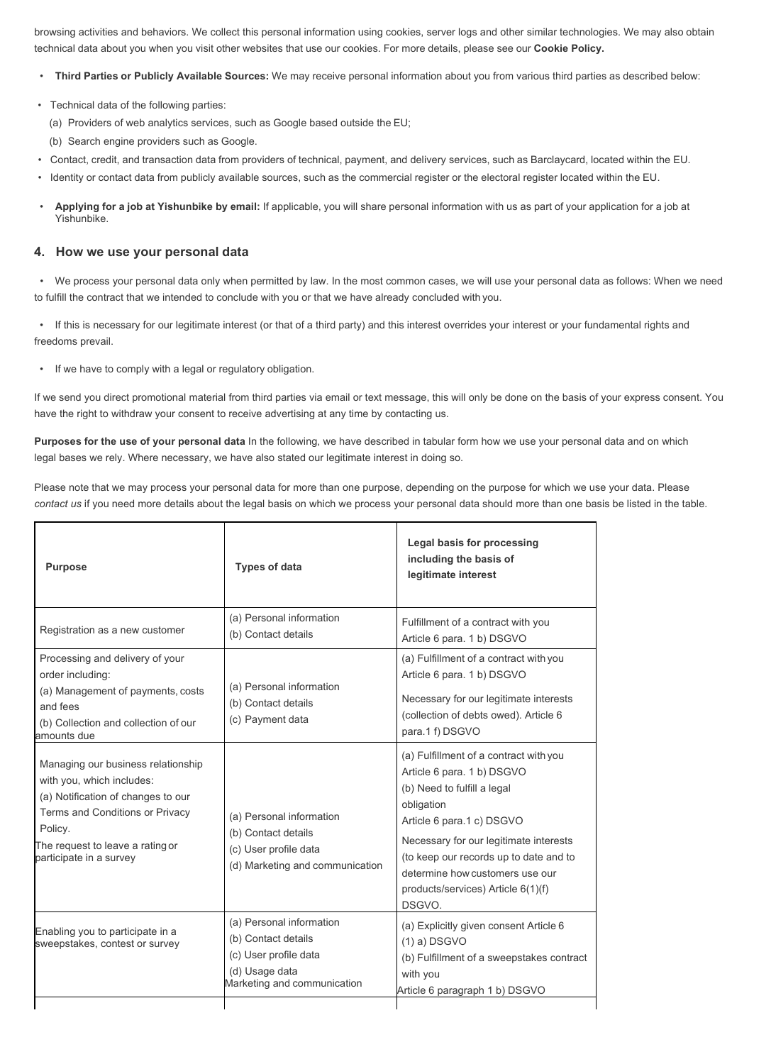browsing activities and behaviors. We collect this personal information using cookies, server logs and other similar technologies. We may also obtain technical data about you when you visit other websites that use our cookies. For more details, please see our **Cookie Policy.**

- **Third Parties or Publicly Available Sources:** We may receive personal information about you from various third parties as described below:

- Technical data of the following parties:
  - (a) Providers of web analytics services, such as Google based outside the EU;
  - (b) Search engine providers such as Google.
- Contact, credit, and transaction data from providers of technical, payment, and delivery services, such as Barclaycard, located within the EU.
- Identity or contact data from publicly available sources, such as the commercial register or the electoral register located within the EU.

- **Applying for a job at Yishunbike by email:** If applicable, you will share personal information with us as part of your application for a job at Yishunbike.

## 4. How we use your personal data

- We process your personal data only when permitted by law. In the most common cases, we will use your personal data as follows: When we need to fulfill the contract that we intended to conclude with you or that we have already concluded with you.

- If this is necessary for our legitimate interest (or that of a third party) and this interest overrides your interest or your fundamental rights and freedoms prevail.

- If we have to comply with a legal or regulatory obligation.

If we send you direct promotional material from third parties via email or text message, this will only be done on the basis of your express consent. You have the right to withdraw your consent to receive advertising at any time by contacting us.

**Purposes for the use of your personal data** In the following, we have described in tabular form how we use your personal data and on which legal bases we rely. Where necessary, we have also stated our legitimate interest in doing so.

Please note that we may process your personal data for more than one purpose, depending on the purpose for which we use your data. Please *contact us* if you need more details about the legal basis on which we process your personal data should more than one basis be listed in the table.

| **Purpose** | **Types of data** | **Legal basis for processing including the basis of legitimate interest** |
|---|---|---|
| Registration as a new customer | (a) Personal information<br>(b) Contact details | Fulfillment of a contract with you<br>Article 6 para. 1 b) DSGVO |
| Processing and delivery of your order including:<br>(a) Management of payments, costs and fees<br>(b) Collection and collection of our amounts due | (a) Personal information<br>(b) Contact details<br>(c) Payment data | (a) Fulfillment of a contract with you<br>Article 6 para. 1 b) DSGVO<br>Necessary for our legitimate interests (collection of debts owed). Article 6 para.1 f) DSGVO |
| Managing our business relationship with you, which includes:<br>(a) Notification of changes to our Terms and Conditions or Privacy Policy.<br>The request to leave a rating or participate in a survey | (a) Personal information<br>(b) Contact details<br>(c) User profile data<br>(d) Marketing and communication | (a) Fulfillment of a contract with you<br>Article 6 para. 1 b) DSGVO<br>(b) Need to fulfill a legal obligation<br>Article 6 para.1 c) DSGVO<br>Necessary for our legitimate interests (to keep our records up to date and to determine how customers use our products/services) Article 6(1)(f) DSGVO. |
| Enabling you to participate in a sweepstakes, contest or survey | (a) Personal information<br>(b) Contact details<br>(c) User profile data<br>(d) Usage data<br>Marketing and communication | (a) Explicitly given consent Article 6 (1) a) DSGVO<br>(b) Fulfillment of a sweepstakes contract with you<br>Article 6 paragraph 1 b) DSGVO |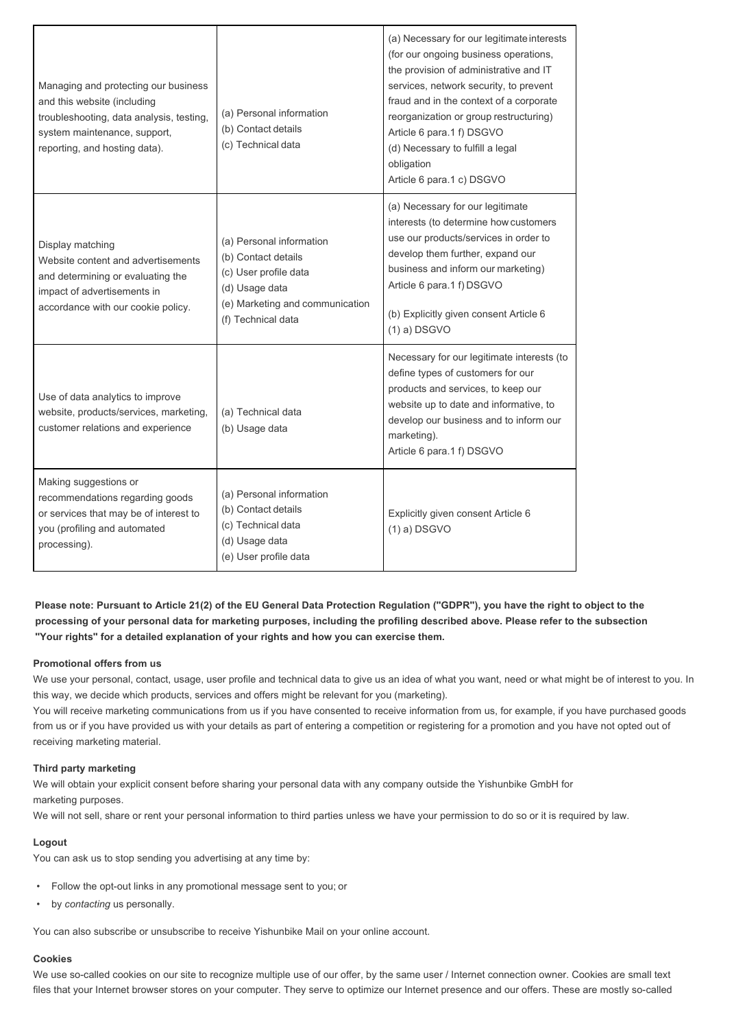| | | |
|---|---|---|
| Managing and protecting our business and this website (including troubleshooting, data analysis, testing, system maintenance, support, reporting, and hosting data). | (a) Personal information<br>(b) Contact details<br>(c) Technical data | (a) Necessary for our legitimate interests (for our ongoing business operations, the provision of administrative and IT services, network security, to prevent fraud and in the context of a corporate reorganization or group restructuring) Article 6 para.1 f) DSGVO<br>(d) Necessary to fulfill a legal obligation<br>Article 6 para.1 c) DSGVO |
| Display matching<br>Website content and advertisements and determining or evaluating the impact of advertisements in accordance with our cookie policy. | (a) Personal information<br>(b) Contact details<br>(c) User profile data<br>(d) Usage data<br>(e) Marketing and communication<br>(f) Technical data | (a) Necessary for our legitimate interests (to determine how customers use our products/services in order to develop them further, expand our business and inform our marketing) Article 6 para.1 f) DSGVO<br><br>(b) Explicitly given consent Article 6 (1) a) DSGVO |
| Use of data analytics to improve website, products/services, marketing, customer relations and experience | (a) Technical data<br>(b) Usage data | Necessary for our legitimate interests (to define types of customers for our products and services, to keep our website up to date and informative, to develop our business and to inform our marketing).<br>Article 6 para.1 f) DSGVO |
| Making suggestions or recommendations regarding goods or services that may be of interest to you (profiling and automated processing). | (a) Personal information<br>(b) Contact details<br>(c) Technical data<br>(d) Usage data<br>(e) User profile data | Explicitly given consent Article 6 (1) a) DSGVO |

**Please note: Pursuant to Article 21(2) of the EU General Data Protection Regulation ("GDPR"), you have the right to object to the processing of your personal data for marketing purposes, including the profiling described above. Please refer to the subsection "Your rights" for a detailed explanation of your rights and how you can exercise them.**

**Promotional offers from us**

We use your personal, contact, usage, user profile and technical data to give us an idea of what you want, need or what might be of interest to you. In this way, we decide which products, services and offers might be relevant for you (marketing).

You will receive marketing communications from us if you have consented to receive information from us, for example, if you have purchased goods from us or if you have provided us with your details as part of entering a competition or registering for a promotion and you have not opted out of receiving marketing material.

**Third party marketing**

We will obtain your explicit consent before sharing your personal data with any company outside the Yishunbike GmbH for marketing purposes.

We will not sell, share or rent your personal information to third parties unless we have your permission to do so or it is required by law.

**Logout**

You can ask us to stop sending you advertising at any time by:

- Follow the opt-out links in any promotional message sent to you; or
- by *contacting* us personally.

You can also subscribe or unsubscribe to receive Yishunbike Mail on your online account.

**Cookies**

We use so-called cookies on our site to recognize multiple use of our offer, by the same user / Internet connection owner. Cookies are small text files that your Internet browser stores on your computer. They serve to optimize our Internet presence and our offers. These are mostly so-called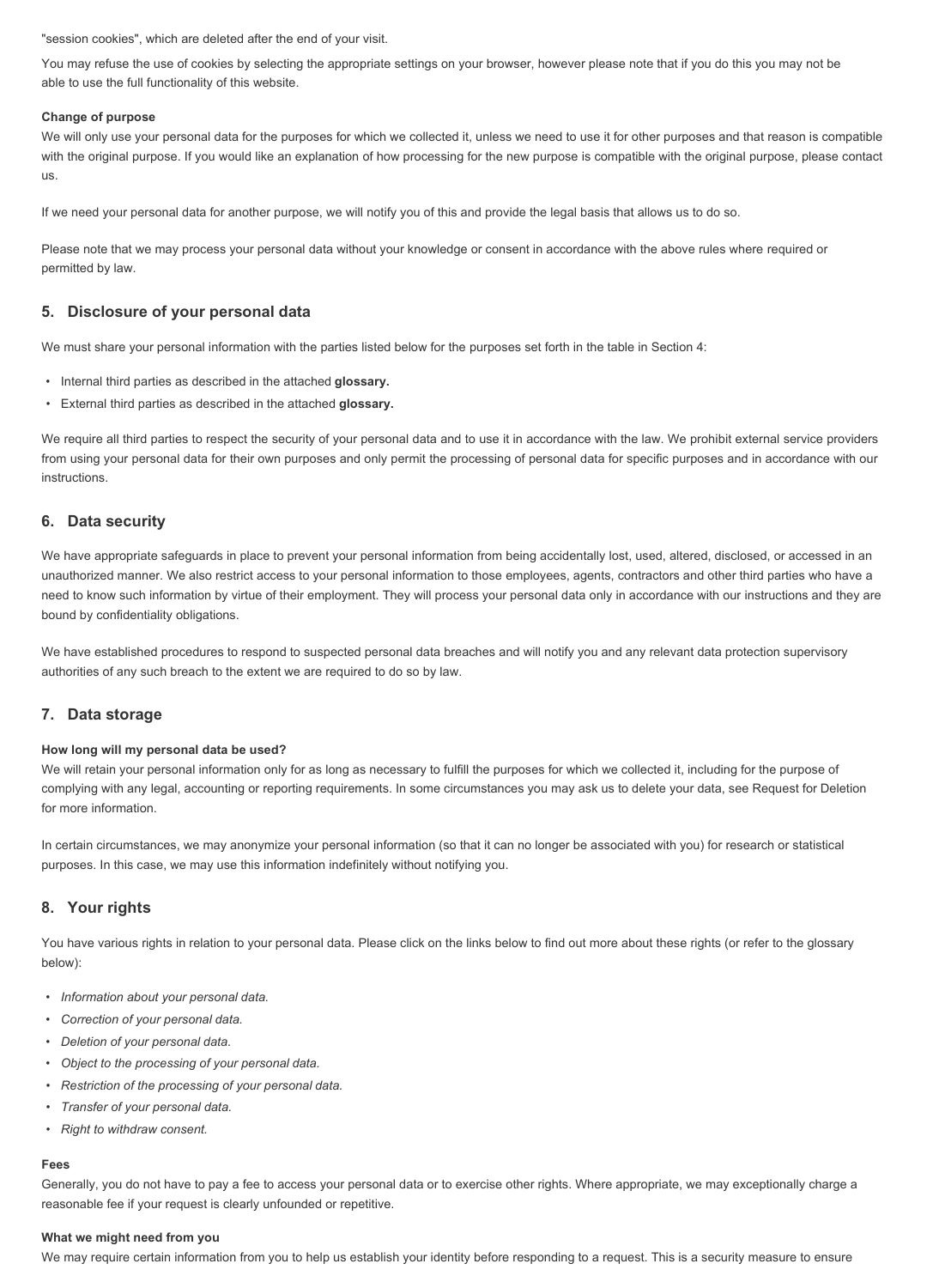"session cookies", which are deleted after the end of your visit.

You may refuse the use of cookies by selecting the appropriate settings on your browser, however please note that if you do this you may not be able to use the full functionality of this website.

**Change of purpose**
We will only use your personal data for the purposes for which we collected it, unless we need to use it for other purposes and that reason is compatible with the original purpose. If you would like an explanation of how processing for the new purpose is compatible with the original purpose, please contact us.

If we need your personal data for another purpose, we will notify you of this and provide the legal basis that allows us to do so.

Please note that we may process your personal data without your knowledge or consent in accordance with the above rules where required or permitted by law.

## 5. Disclosure of your personal data

We must share your personal information with the parties listed below for the purposes set forth in the table in Section 4:

- Internal third parties as described in the attached **glossary.**
- External third parties as described in the attached **glossary.**

We require all third parties to respect the security of your personal data and to use it in accordance with the law. We prohibit external service providers from using your personal data for their own purposes and only permit the processing of personal data for specific purposes and in accordance with our instructions.

## 6. Data security

We have appropriate safeguards in place to prevent your personal information from being accidentally lost, used, altered, disclosed, or accessed in an unauthorized manner. We also restrict access to your personal information to those employees, agents, contractors and other third parties who have a need to know such information by virtue of their employment. They will process your personal data only in accordance with our instructions and they are bound by confidentiality obligations.

We have established procedures to respond to suspected personal data breaches and will notify you and any relevant data protection supervisory authorities of any such breach to the extent we are required to do so by law.

## 7. Data storage

**How long will my personal data be used?**
We will retain your personal information only for as long as necessary to fulfill the purposes for which we collected it, including for the purpose of complying with any legal, accounting or reporting requirements. In some circumstances you may ask us to delete your data, see Request for Deletion for more information.

In certain circumstances, we may anonymize your personal information (so that it can no longer be associated with you) for research or statistical purposes. In this case, we may use this information indefinitely without notifying you.

## 8. Your rights

You have various rights in relation to your personal data. Please click on the links below to find out more about these rights (or refer to the glossary below):

- *Information about your personal data.*
- *Correction of your personal data.*
- *Deletion of your personal data.*
- *Object to the processing of your personal data.*
- *Restriction of the processing of your personal data.*
- *Transfer of your personal data.*
- *Right to withdraw consent.*

**Fees**
Generally, you do not have to pay a fee to access your personal data or to exercise other rights. Where appropriate, we may exceptionally charge a reasonable fee if your request is clearly unfounded or repetitive.

**What we might need from you**
We may require certain information from you to help us establish your identity before responding to a request. This is a security measure to ensure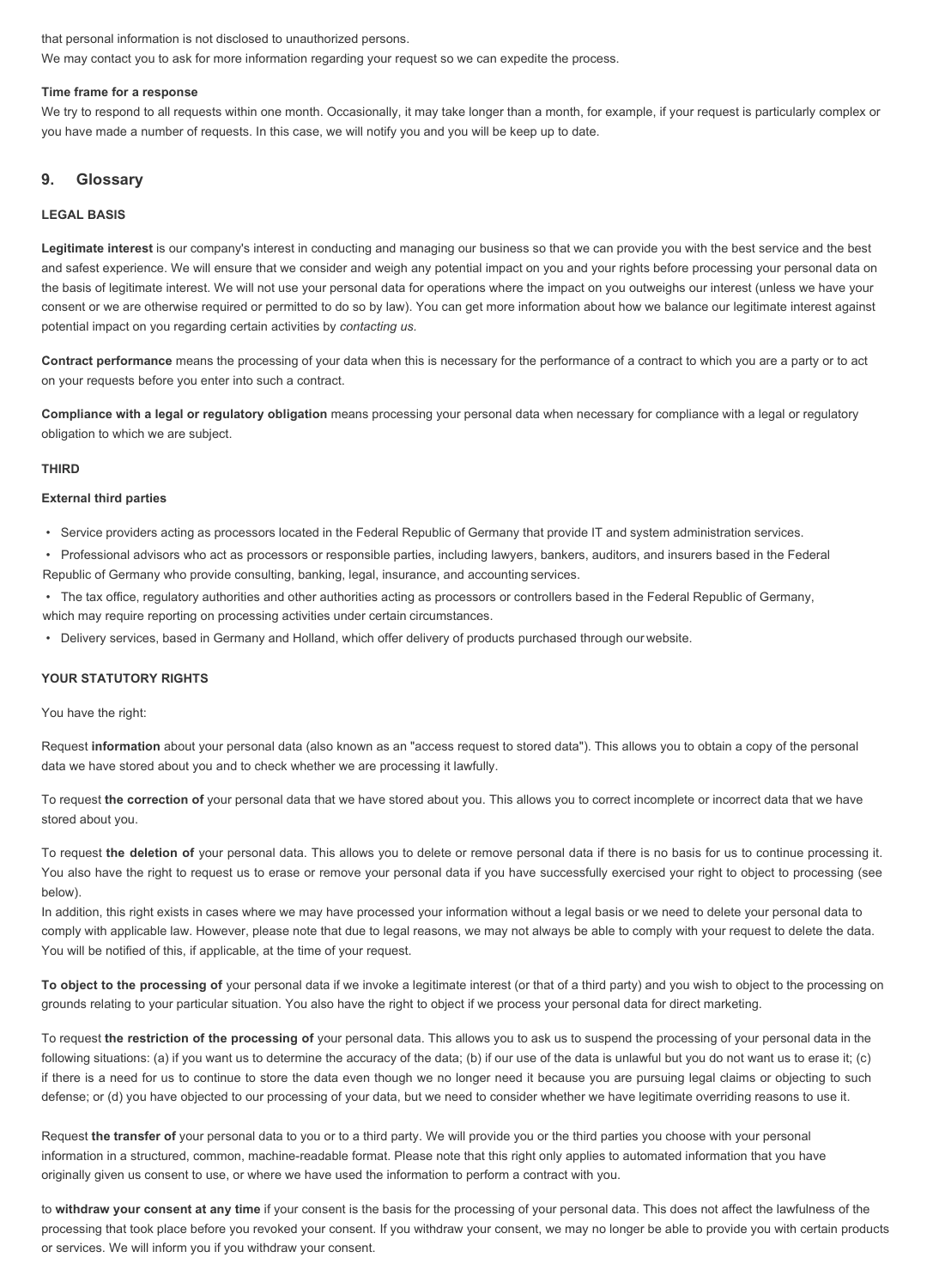that personal information is not disclosed to unauthorized persons.

We may contact you to ask for more information regarding your request so we can expedite the process.

**Time frame for a response**

We try to respond to all requests within one month. Occasionally, it may take longer than a month, for example, if your request is particularly complex or you have made a number of requests. In this case, we will notify you and you will be keep up to date.

## 9. Glossary

**LEGAL BASIS**

**Legitimate interest** is our company's interest in conducting and managing our business so that we can provide you with the best service and the best and safest experience. We will ensure that we consider and weigh any potential impact on you and your rights before processing your personal data on the basis of legitimate interest. We will not use your personal data for operations where the impact on you outweighs our interest (unless we have your consent or we are otherwise required or permitted to do so by law). You can get more information about how we balance our legitimate interest against potential impact on you regarding certain activities by *contacting us.*

**Contract performance** means the processing of your data when this is necessary for the performance of a contract to which you are a party or to act on your requests before you enter into such a contract.

**Compliance with a legal or regulatory obligation** means processing your personal data when necessary for compliance with a legal or regulatory obligation to which we are subject.

**THIRD**

**External third parties**

- Service providers acting as processors located in the Federal Republic of Germany that provide IT and system administration services.
- Professional advisors who act as processors or responsible parties, including lawyers, bankers, auditors, and insurers based in the Federal Republic of Germany who provide consulting, banking, legal, insurance, and accounting services.
- The tax office, regulatory authorities and other authorities acting as processors or controllers based in the Federal Republic of Germany, which may require reporting on processing activities under certain circumstances.
- Delivery services, based in Germany and Holland, which offer delivery of products purchased through our website.

**YOUR STATUTORY RIGHTS**

You have the right:

Request **information** about your personal data (also known as an "access request to stored data"). This allows you to obtain a copy of the personal data we have stored about you and to check whether we are processing it lawfully.

To request **the correction of** your personal data that we have stored about you. This allows you to correct incomplete or incorrect data that we have stored about you.

To request **the deletion of** your personal data. This allows you to delete or remove personal data if there is no basis for us to continue processing it. You also have the right to request us to erase or remove your personal data if you have successfully exercised your right to object to processing (see below).

In addition, this right exists in cases where we may have processed your information without a legal basis or we need to delete your personal data to comply with applicable law. However, please note that due to legal reasons, we may not always be able to comply with your request to delete the data. You will be notified of this, if applicable, at the time of your request.

**To object to the processing of** your personal data if we invoke a legitimate interest (or that of a third party) and you wish to object to the processing on grounds relating to your particular situation. You also have the right to object if we process your personal data for direct marketing.

To request **the restriction of the processing of** your personal data. This allows you to ask us to suspend the processing of your personal data in the following situations: (a) if you want us to determine the accuracy of the data; (b) if our use of the data is unlawful but you do not want us to erase it; (c) if there is a need for us to continue to store the data even though we no longer need it because you are pursuing legal claims or objecting to such defense; or (d) you have objected to our processing of your data, but we need to consider whether we have legitimate overriding reasons to use it.

Request **the transfer of** your personal data to you or to a third party. We will provide you or the third parties you choose with your personal information in a structured, common, machine-readable format. Please note that this right only applies to automated information that you have originally given us consent to use, or where we have used the information to perform a contract with you.

to **withdraw your consent at any time** if your consent is the basis for the processing of your personal data. This does not affect the lawfulness of the processing that took place before you revoked your consent. If you withdraw your consent, we may no longer be able to provide you with certain products or services. We will inform you if you withdraw your consent.